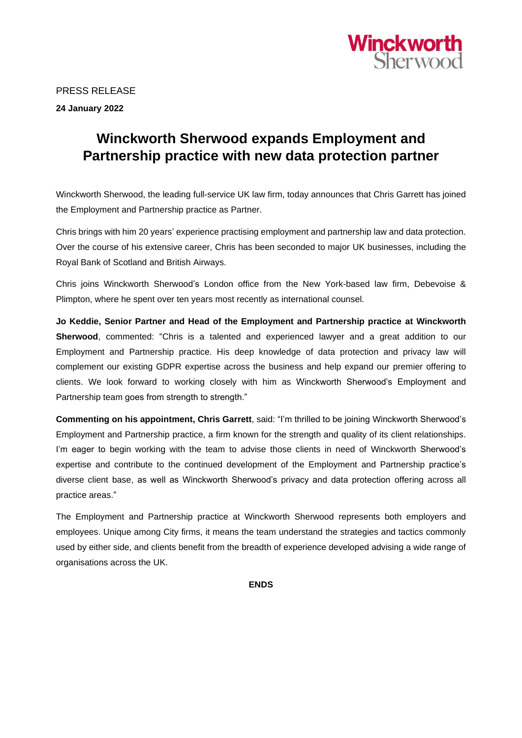Winckworth Sherwood

PRESS RELEASE

**24 January 2022**

# Winckworth Sherwood expands Employment and Partnership practice with new data protection partner

Winckworth Sherwood, the leading full-service UK law firm, today announces that Chris Garrett has joined the Employment and Partnership practice as Partner.

Chris brings with him 20 years' experience practising employment and partnership law and data protection. Over the course of his extensive career, Chris has been seconded to major UK businesses, including the Royal Bank of Scotland and British Airways.

Chris joins Winckworth Sherwood's London office from the New York-based law firm, Debevoise & Plimpton, where he spent over ten years most recently as international counsel.

**Jo Keddie, Senior Partner and Head of the Employment and Partnership practice at Winckworth Sherwood**, commented: "Chris is a talented and experienced lawyer and a great addition to our Employment and Partnership practice. His deep knowledge of data protection and privacy law will complement our existing GDPR expertise across the business and help expand our premier offering to clients. We look forward to working closely with him as Winckworth Sherwood's Employment and Partnership team goes from strength to strength."

**Commenting on his appointment, Chris Garrett**, said: "I'm thrilled to be joining Winckworth Sherwood's Employment and Partnership practice, a firm known for the strength and quality of its client relationships. I'm eager to begin working with the team to advise those clients in need of Winckworth Sherwood's expertise and contribute to the continued development of the Employment and Partnership practice's diverse client base, as well as Winckworth Sherwood's privacy and data protection offering across all practice areas."

The Employment and Partnership practice at Winckworth Sherwood represents both employers and employees. Unique among City firms, it means the team understand the strategies and tactics commonly used by either side, and clients benefit from the breadth of experience developed advising a wide range of organisations across the UK.

**ENDS**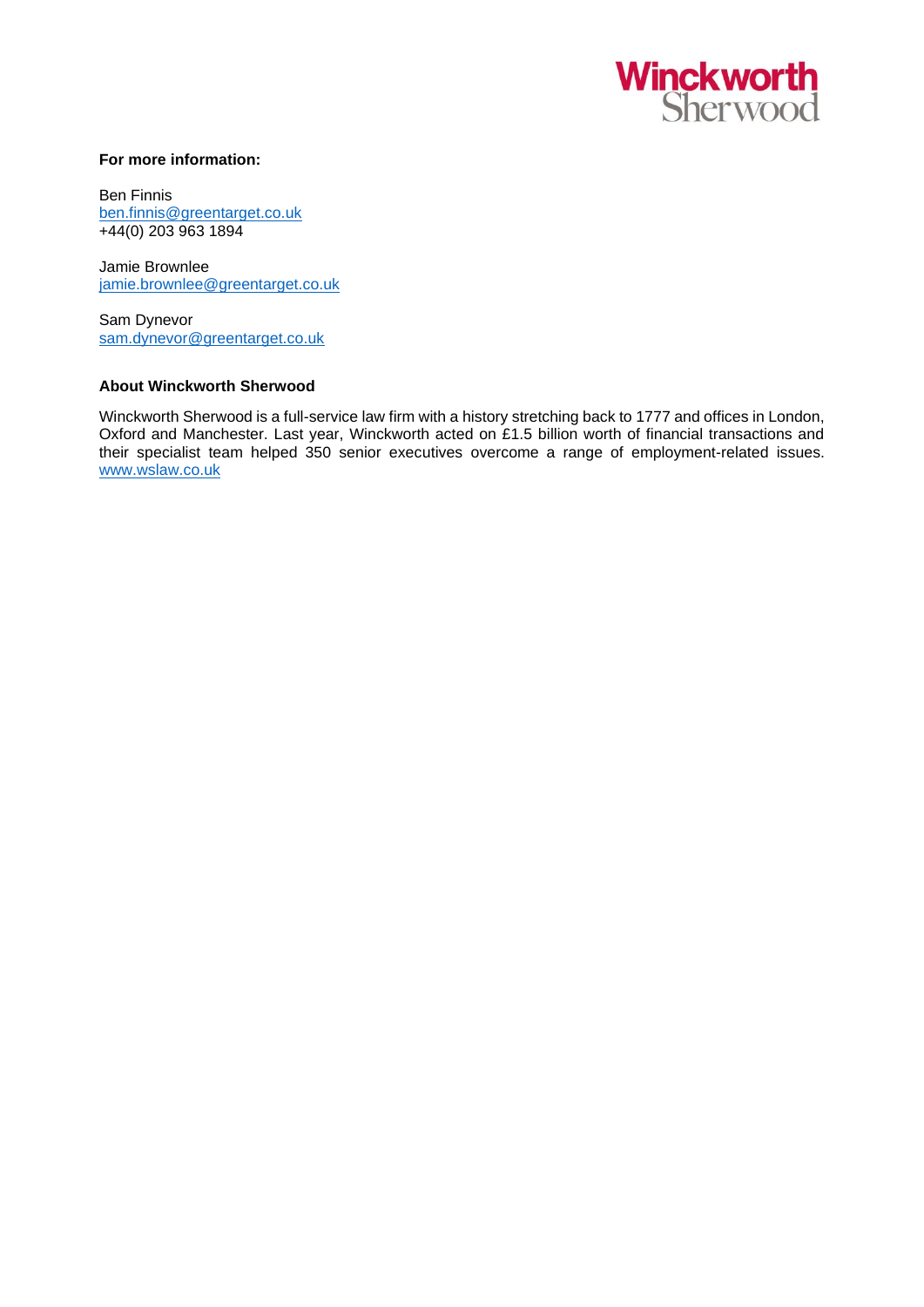**For more information:**

Ben Finnis
ben.finnis@greentarget.co.uk
+44(0) 203 963 1894

Jamie Brownlee
jamie.brownlee@greentarget.co.uk

Sam Dynevor
sam.dynevor@greentarget.co.uk

**About Winckworth Sherwood**

Winckworth Sherwood is a full-service law firm with a history stretching back to 1777 and offices in London, Oxford and Manchester. Last year, Winckworth acted on £1.5 billion worth of financial transactions and their specialist team helped 350 senior executives overcome a range of employment-related issues. www.wslaw.co.uk